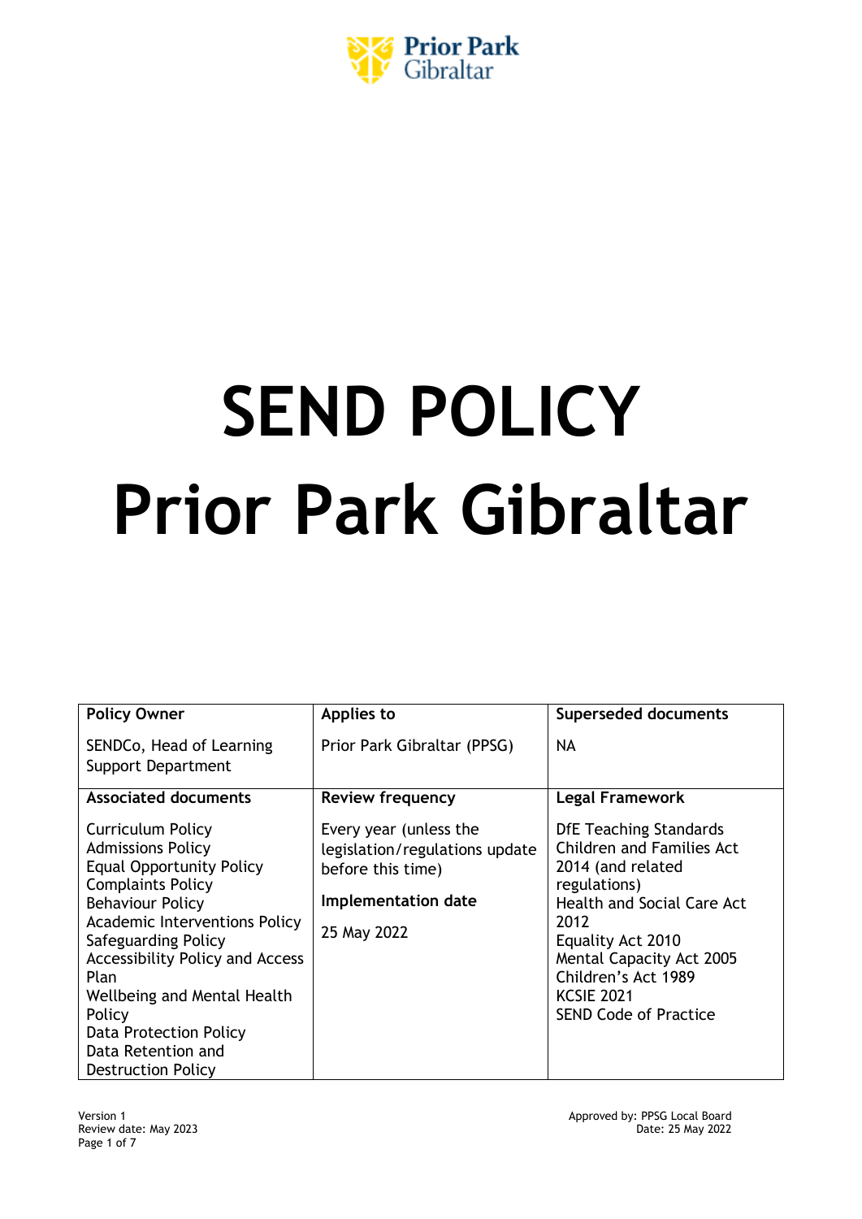Prior Park Gibraltar

# SEND POLICY
# Prior Park Gibraltar

| | | |
|---|---|---|
| **Policy Owner**<br><br>SENDCo, Head of Learning Support Department | **Applies to**<br><br>Prior Park Gibraltar (PPSG) | **Superseded documents**<br><br>NA |
| **Associated documents**<br><br>Curriculum Policy<br>Admissions Policy<br>Equal Opportunity Policy<br>Complaints Policy<br>Behaviour Policy<br>Academic Interventions Policy<br>Safeguarding Policy<br>Accessibility Policy and Access Plan<br>Wellbeing and Mental Health Policy<br>Data Protection Policy<br>Data Retention and Destruction Policy | **Review frequency**<br><br>Every year (unless the legislation/regulations update before this time)<br><br>**Implementation date**<br><br>25 May 2022 | **Legal Framework**<br><br>DfE Teaching Standards<br>Children and Families Act 2014 (and related regulations)<br>Health and Social Care Act 2012<br>Equality Act 2010<br>Mental Capacity Act 2005<br>Children's Act 1989<br>KCSIE 2021<br>SEND Code of Practice |

Version 1
Review date: May 2023

Approved by: PPSG Local Board
Date: 25 May 2022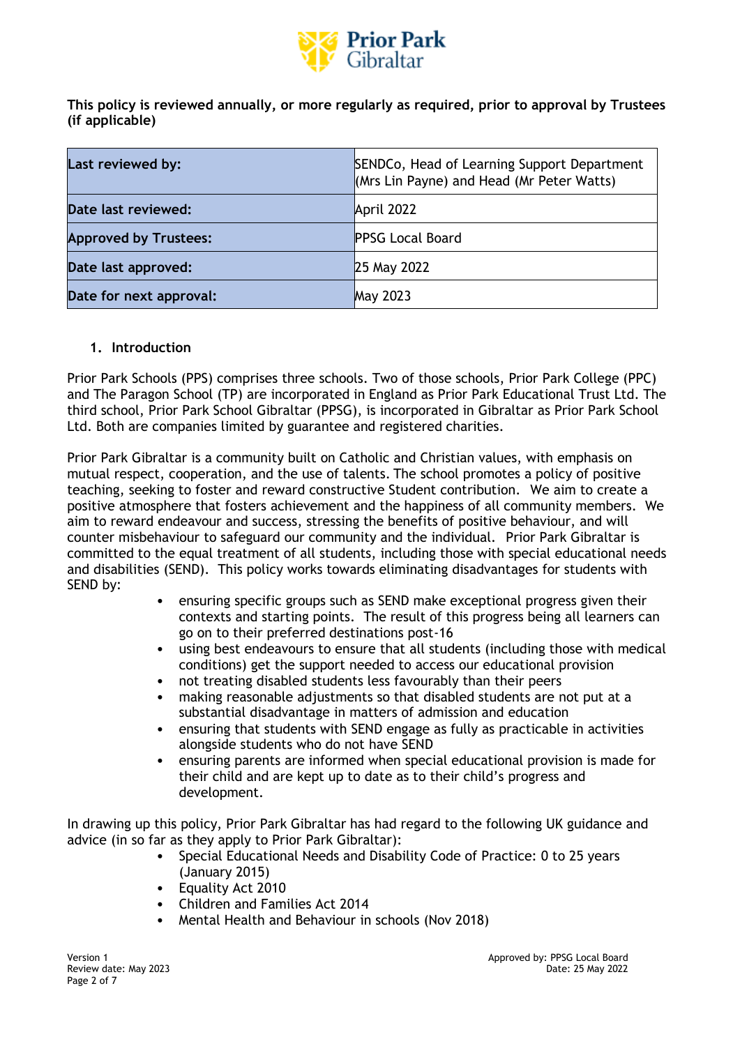**This policy is reviewed annually, or more regularly as required, prior to approval by Trustees (if applicable)**

| | |
|---|---|
| **Last reviewed by:** | SENDCo, Head of Learning Support Department (Mrs Lin Payne) and Head (Mr Peter Watts) |
| **Date last reviewed:** | April 2022 |
| **Approved by Trustees:** | PPSG Local Board |
| **Date last approved:** | 25 May 2022 |
| **Date for next approval:** | May 2023 |

## 1. Introduction

Prior Park Schools (PPS) comprises three schools. Two of those schools, Prior Park College (PPC) and The Paragon School (TP) are incorporated in England as Prior Park Educational Trust Ltd. The third school, Prior Park School Gibraltar (PPSG), is incorporated in Gibraltar as Prior Park School Ltd. Both are companies limited by guarantee and registered charities.

Prior Park Gibraltar is a community built on Catholic and Christian values, with emphasis on mutual respect, cooperation, and the use of talents. The school promotes a policy of positive teaching, seeking to foster and reward constructive Student contribution. We aim to create a positive atmosphere that fosters achievement and the happiness of all community members. We aim to reward endeavour and success, stressing the benefits of positive behaviour, and will counter misbehaviour to safeguard our community and the individual. Prior Park Gibraltar is committed to the equal treatment of all students, including those with special educational needs and disabilities (SEND). This policy works towards eliminating disadvantages for students with SEND by:

- ensuring specific groups such as SEND make exceptional progress given their contexts and starting points. The result of this progress being all learners can go on to their preferred destinations post-16
- using best endeavours to ensure that all students (including those with medical conditions) get the support needed to access our educational provision
- not treating disabled students less favourably than their peers
- making reasonable adjustments so that disabled students are not put at a substantial disadvantage in matters of admission and education
- ensuring that students with SEND engage as fully as practicable in activities alongside students who do not have SEND
- ensuring parents are informed when special educational provision is made for their child and are kept up to date as to their child's progress and development.

In drawing up this policy, Prior Park Gibraltar has had regard to the following UK guidance and advice (in so far as they apply to Prior Park Gibraltar):

- Special Educational Needs and Disability Code of Practice: 0 to 25 years (January 2015)
- Equality Act 2010
- Children and Families Act 2014
- Mental Health and Behaviour in schools (Nov 2018)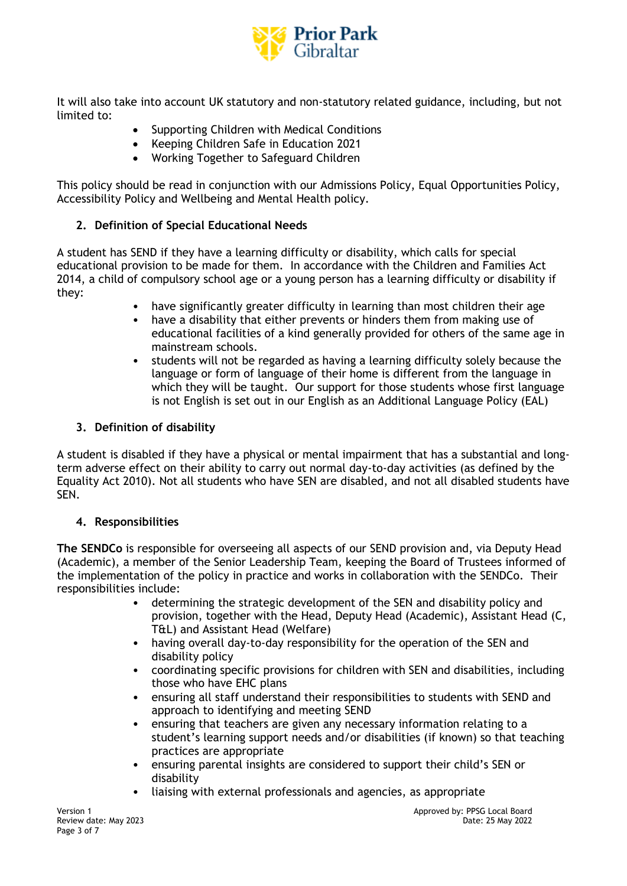It will also take into account UK statutory and non-statutory related guidance, including, but not limited to:

- Supporting Children with Medical Conditions
- Keeping Children Safe in Education 2021
- Working Together to Safeguard Children

This policy should be read in conjunction with our Admissions Policy, Equal Opportunities Policy, Accessibility Policy and Wellbeing and Mental Health policy.

## 2. Definition of Special Educational Needs

A student has SEND if they have a learning difficulty or disability, which calls for special educational provision to be made for them. In accordance with the Children and Families Act 2014, a child of compulsory school age or a young person has a learning difficulty or disability if they:

- have significantly greater difficulty in learning than most children their age
- have a disability that either prevents or hinders them from making use of educational facilities of a kind generally provided for others of the same age in mainstream schools.
- students will not be regarded as having a learning difficulty solely because the language or form of language of their home is different from the language in which they will be taught. Our support for those students whose first language is not English is set out in our English as an Additional Language Policy (EAL)

## 3. Definition of disability

A student is disabled if they have a physical or mental impairment that has a substantial and long-term adverse effect on their ability to carry out normal day-to-day activities (as defined by the Equality Act 2010). Not all students who have SEN are disabled, and not all disabled students have SEN.

## 4. Responsibilities

**The SENDCo** is responsible for overseeing all aspects of our SEND provision and, via Deputy Head (Academic), a member of the Senior Leadership Team, keeping the Board of Trustees informed of the implementation of the policy in practice and works in collaboration with the SENDCo. Their responsibilities include:

- determining the strategic development of the SEN and disability policy and provision, together with the Head, Deputy Head (Academic), Assistant Head (C, T&L) and Assistant Head (Welfare)
- having overall day-to-day responsibility for the operation of the SEN and disability policy
- coordinating specific provisions for children with SEN and disabilities, including those who have EHC plans
- ensuring all staff understand their responsibilities to students with SEND and approach to identifying and meeting SEND
- ensuring that teachers are given any necessary information relating to a student's learning support needs and/or disabilities (if known) so that teaching practices are appropriate
- ensuring parental insights are considered to support their child's SEN or disability
- liaising with external professionals and agencies, as appropriate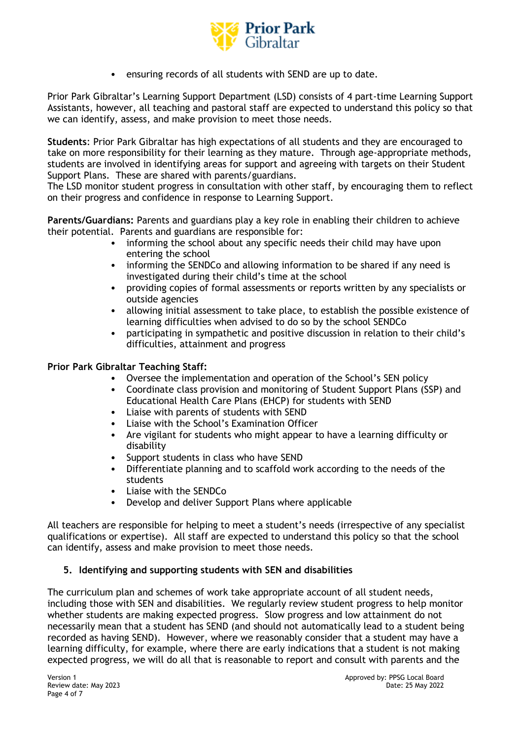- ensuring records of all students with SEND are up to date.

Prior Park Gibraltar's Learning Support Department (LSD) consists of 4 part-time Learning Support Assistants, however, all teaching and pastoral staff are expected to understand this policy so that we can identify, assess, and make provision to meet those needs.

**Students**: Prior Park Gibraltar has high expectations of all students and they are encouraged to take on more responsibility for their learning as they mature. Through age-appropriate methods, students are involved in identifying areas for support and agreeing with targets on their Student Support Plans. These are shared with parents/guardians.
The LSD monitor student progress in consultation with other staff, by encouraging them to reflect on their progress and confidence in response to Learning Support.

**Parents/Guardians:** Parents and guardians play a key role in enabling their children to achieve their potential. Parents and guardians are responsible for:

- informing the school about any specific needs their child may have upon entering the school
- informing the SENDCo and allowing information to be shared if any need is investigated during their child's time at the school
- providing copies of formal assessments or reports written by any specialists or outside agencies
- allowing initial assessment to take place, to establish the possible existence of learning difficulties when advised to do so by the school SENDCo
- participating in sympathetic and positive discussion in relation to their child's difficulties, attainment and progress

**Prior Park Gibraltar Teaching Staff:**

- Oversee the implementation and operation of the School's SEN policy
- Coordinate class provision and monitoring of Student Support Plans (SSP) and Educational Health Care Plans (EHCP) for students with SEND
- Liaise with parents of students with SEND
- Liaise with the School's Examination Officer
- Are vigilant for students who might appear to have a learning difficulty or disability
- Support students in class who have SEND
- Differentiate planning and to scaffold work according to the needs of the students
- Liaise with the SENDCo
- Develop and deliver Support Plans where applicable

All teachers are responsible for helping to meet a student's needs (irrespective of any specialist qualifications or expertise). All staff are expected to understand this policy so that the school can identify, assess and make provision to meet those needs.

## 5. Identifying and supporting students with SEN and disabilities

The curriculum plan and schemes of work take appropriate account of all student needs, including those with SEN and disabilities. We regularly review student progress to help monitor whether students are making expected progress. Slow progress and low attainment do not necessarily mean that a student has SEND (and should not automatically lead to a student being recorded as having SEND). However, where we reasonably consider that a student may have a learning difficulty, for example, where there are early indications that a student is not making expected progress, we will do all that is reasonable to report and consult with parents and the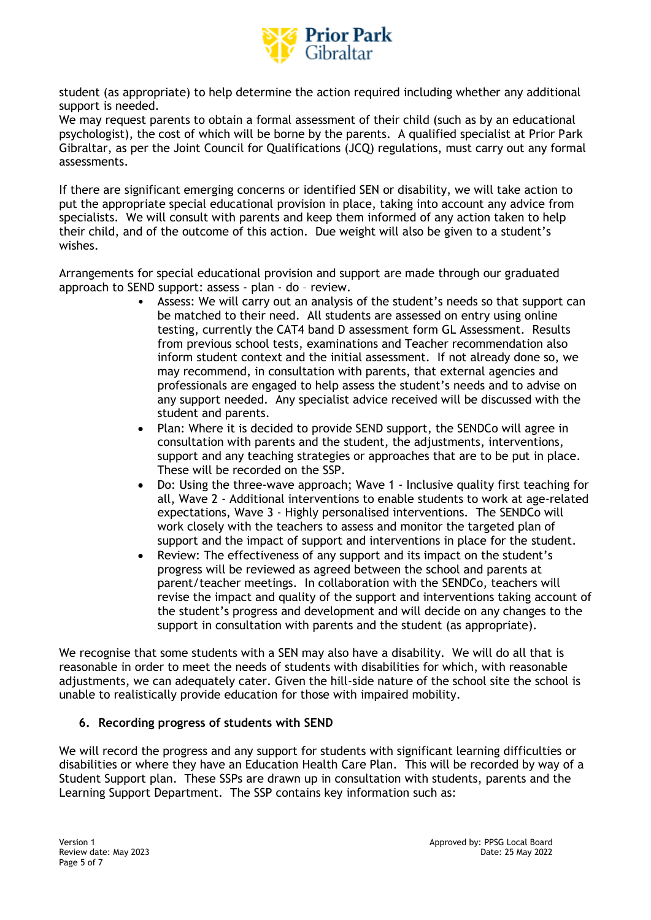student (as appropriate) to help determine the action required including whether any additional support is needed.
We may request parents to obtain a formal assessment of their child (such as by an educational psychologist), the cost of which will be borne by the parents. A qualified specialist at Prior Park Gibraltar, as per the Joint Council for Qualifications (JCQ) regulations, must carry out any formal assessments.

If there are significant emerging concerns or identified SEN or disability, we will take action to put the appropriate special educational provision in place, taking into account any advice from specialists. We will consult with parents and keep them informed of any action taken to help their child, and of the outcome of this action. Due weight will also be given to a student's wishes.

Arrangements for special educational provision and support are made through our graduated approach to SEND support: assess - plan - do – review.

- Assess: We will carry out an analysis of the student's needs so that support can be matched to their need. All students are assessed on entry using online testing, currently the CAT4 band D assessment form GL Assessment. Results from previous school tests, examinations and Teacher recommendation also inform student context and the initial assessment. If not already done so, we may recommend, in consultation with parents, that external agencies and professionals are engaged to help assess the student's needs and to advise on any support needed. Any specialist advice received will be discussed with the student and parents.
- Plan: Where it is decided to provide SEND support, the SENDCo will agree in consultation with parents and the student, the adjustments, interventions, support and any teaching strategies or approaches that are to be put in place. These will be recorded on the SSP.
- Do: Using the three-wave approach; Wave 1 - Inclusive quality first teaching for all, Wave 2 - Additional interventions to enable students to work at age-related expectations, Wave 3 - Highly personalised interventions. The SENDCo will work closely with the teachers to assess and monitor the targeted plan of support and the impact of support and interventions in place for the student.
- Review: The effectiveness of any support and its impact on the student's progress will be reviewed as agreed between the school and parents at parent/teacher meetings. In collaboration with the SENDCo, teachers will revise the impact and quality of the support and interventions taking account of the student's progress and development and will decide on any changes to the support in consultation with parents and the student (as appropriate).

We recognise that some students with a SEN may also have a disability. We will do all that is reasonable in order to meet the needs of students with disabilities for which, with reasonable adjustments, we can adequately cater. Given the hill-side nature of the school site the school is unable to realistically provide education for those with impaired mobility.

## 6. Recording progress of students with SEND

We will record the progress and any support for students with significant learning difficulties or disabilities or where they have an Education Health Care Plan. This will be recorded by way of a Student Support plan. These SSPs are drawn up in consultation with students, parents and the Learning Support Department. The SSP contains key information such as: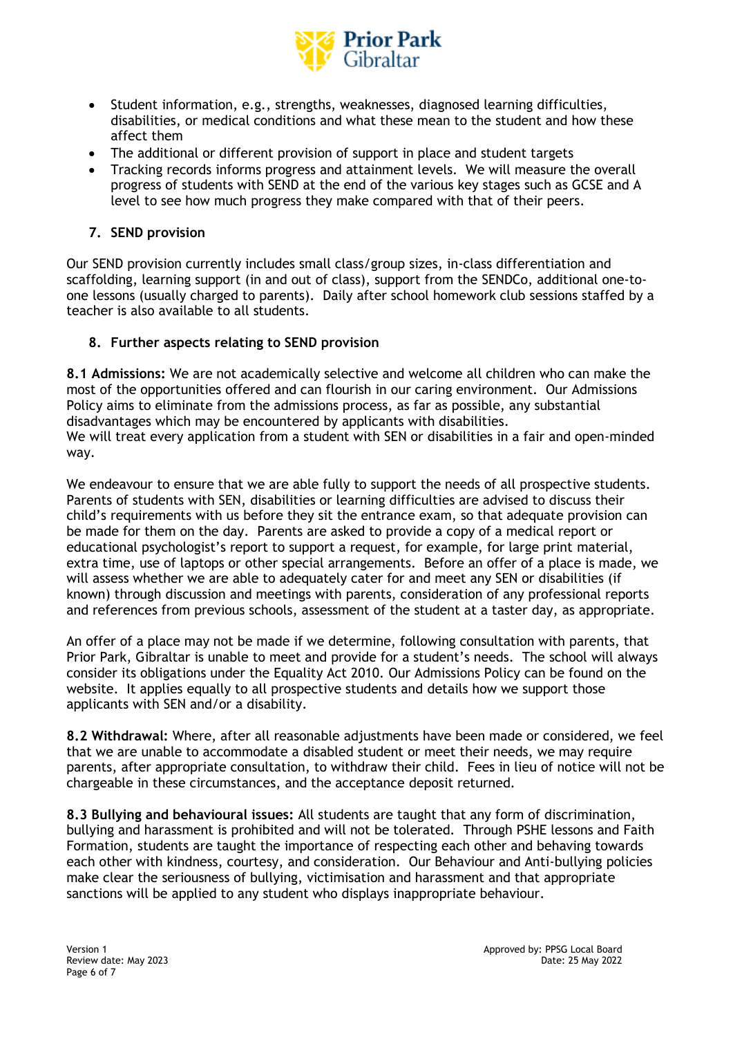- Student information, e.g., strengths, weaknesses, diagnosed learning difficulties, disabilities, or medical conditions and what these mean to the student and how these affect them
- The additional or different provision of support in place and student targets
- Tracking records informs progress and attainment levels. We will measure the overall progress of students with SEND at the end of the various key stages such as GCSE and A level to see how much progress they make compared with that of their peers.

## 7. SEND provision

Our SEND provision currently includes small class/group sizes, in-class differentiation and scaffolding, learning support (in and out of class), support from the SENDCo, additional one-to-one lessons (usually charged to parents). Daily after school homework club sessions staffed by a teacher is also available to all students.

## 8. Further aspects relating to SEND provision

**8.1 Admissions:** We are not academically selective and welcome all children who can make the most of the opportunities offered and can flourish in our caring environment. Our Admissions Policy aims to eliminate from the admissions process, as far as possible, any substantial disadvantages which may be encountered by applicants with disabilities.
We will treat every application from a student with SEN or disabilities in a fair and open-minded way.

We endeavour to ensure that we are able fully to support the needs of all prospective students. Parents of students with SEN, disabilities or learning difficulties are advised to discuss their child's requirements with us before they sit the entrance exam, so that adequate provision can be made for them on the day. Parents are asked to provide a copy of a medical report or educational psychologist's report to support a request, for example, for large print material, extra time, use of laptops or other special arrangements. Before an offer of a place is made, we will assess whether we are able to adequately cater for and meet any SEN or disabilities (if known) through discussion and meetings with parents, consideration of any professional reports and references from previous schools, assessment of the student at a taster day, as appropriate.

An offer of a place may not be made if we determine, following consultation with parents, that Prior Park, Gibraltar is unable to meet and provide for a student's needs. The school will always consider its obligations under the Equality Act 2010. Our Admissions Policy can be found on the website. It applies equally to all prospective students and details how we support those applicants with SEN and/or a disability.

**8.2 Withdrawal:** Where, after all reasonable adjustments have been made or considered, we feel that we are unable to accommodate a disabled student or meet their needs, we may require parents, after appropriate consultation, to withdraw their child. Fees in lieu of notice will not be chargeable in these circumstances, and the acceptance deposit returned.

**8.3 Bullying and behavioural issues:** All students are taught that any form of discrimination, bullying and harassment is prohibited and will not be tolerated. Through PSHE lessons and Faith Formation, students are taught the importance of respecting each other and behaving towards each other with kindness, courtesy, and consideration. Our Behaviour and Anti-bullying policies make clear the seriousness of bullying, victimisation and harassment and that appropriate sanctions will be applied to any student who displays inappropriate behaviour.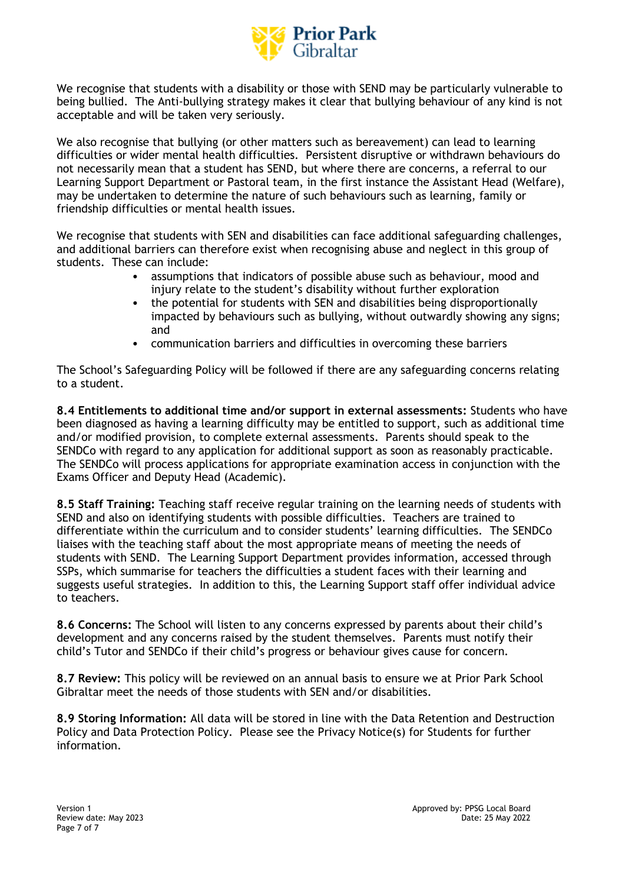We recognise that students with a disability or those with SEND may be particularly vulnerable to being bullied. The Anti-bullying strategy makes it clear that bullying behaviour of any kind is not acceptable and will be taken very seriously.

We also recognise that bullying (or other matters such as bereavement) can lead to learning difficulties or wider mental health difficulties. Persistent disruptive or withdrawn behaviours do not necessarily mean that a student has SEND, but where there are concerns, a referral to our Learning Support Department or Pastoral team, in the first instance the Assistant Head (Welfare), may be undertaken to determine the nature of such behaviours such as learning, family or friendship difficulties or mental health issues.

We recognise that students with SEN and disabilities can face additional safeguarding challenges, and additional barriers can therefore exist when recognising abuse and neglect in this group of students. These can include:

- assumptions that indicators of possible abuse such as behaviour, mood and injury relate to the student's disability without further exploration
- the potential for students with SEN and disabilities being disproportionally impacted by behaviours such as bullying, without outwardly showing any signs; and
- communication barriers and difficulties in overcoming these barriers

The School's Safeguarding Policy will be followed if there are any safeguarding concerns relating to a student.

**8.4 Entitlements to additional time and/or support in external assessments:** Students who have been diagnosed as having a learning difficulty may be entitled to support, such as additional time and/or modified provision, to complete external assessments. Parents should speak to the SENDCo with regard to any application for additional support as soon as reasonably practicable. The SENDCo will process applications for appropriate examination access in conjunction with the Exams Officer and Deputy Head (Academic).

**8.5 Staff Training:** Teaching staff receive regular training on the learning needs of students with SEND and also on identifying students with possible difficulties. Teachers are trained to differentiate within the curriculum and to consider students' learning difficulties. The SENDCo liaises with the teaching staff about the most appropriate means of meeting the needs of students with SEND. The Learning Support Department provides information, accessed through SSPs, which summarise for teachers the difficulties a student faces with their learning and suggests useful strategies. In addition to this, the Learning Support staff offer individual advice to teachers.

**8.6 Concerns:** The School will listen to any concerns expressed by parents about their child's development and any concerns raised by the student themselves. Parents must notify their child's Tutor and SENDCo if their child's progress or behaviour gives cause for concern.

**8.7 Review:** This policy will be reviewed on an annual basis to ensure we at Prior Park School Gibraltar meet the needs of those students with SEN and/or disabilities.

**8.9 Storing Information:** All data will be stored in line with the Data Retention and Destruction Policy and Data Protection Policy. Please see the Privacy Notice(s) for Students for further information.